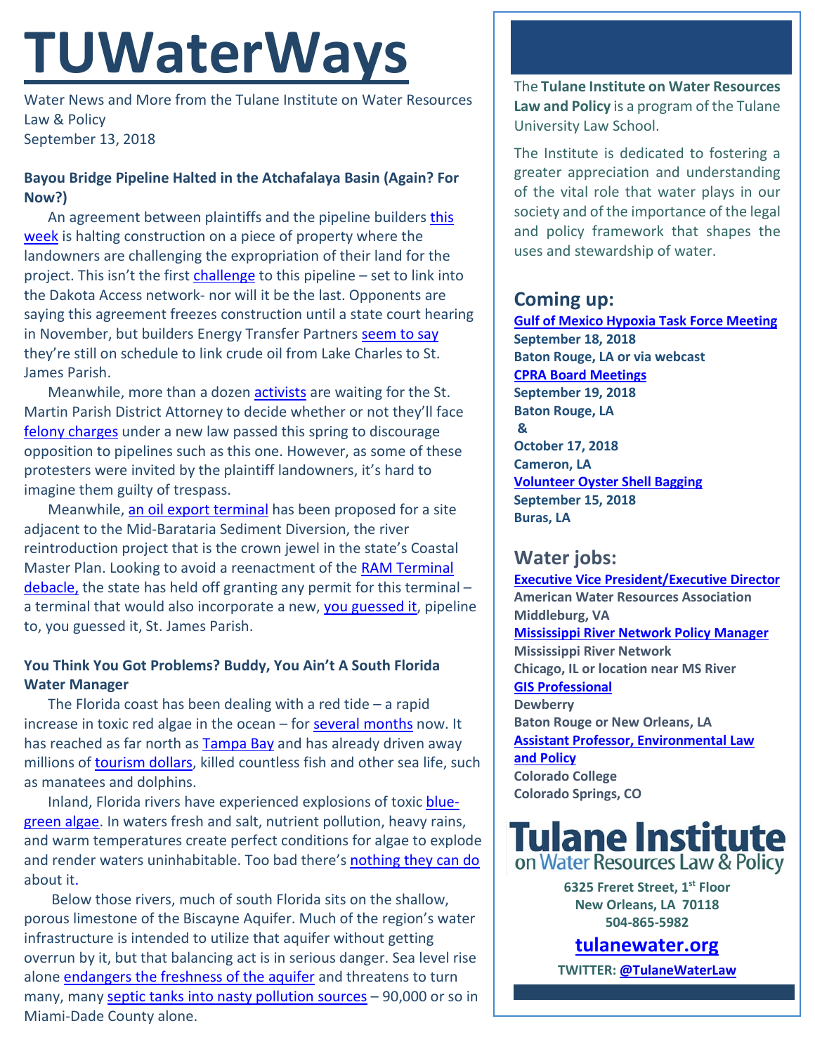# TUWaterWays

Water News and More from the Tulane Institute on Water Resources Law & Policy
September 13, 2018

### Bayou Bridge Pipeline Halted in the Atchafalaya Basin (Again? For Now?)

An agreement between plaintiffs and the pipeline builders this week is halting construction on a piece of property where the landowners are challenging the expropriation of their land for the project. This isn't the first challenge to this pipeline – set to link into the Dakota Access network- nor will it be the last. Opponents are saying this agreement freezes construction until a state court hearing in November, but builders Energy Transfer Partners seem to say they're still on schedule to link crude oil from Lake Charles to St. James Parish.

Meanwhile, more than a dozen activists are waiting for the St. Martin Parish District Attorney to decide whether or not they'll face felony charges under a new law passed this spring to discourage opposition to pipelines such as this one. However, as some of these protesters were invited by the plaintiff landowners, it's hard to imagine them guilty of trespass.

Meanwhile, an oil export terminal has been proposed for a site adjacent to the Mid-Barataria Sediment Diversion, the river reintroduction project that is the crown jewel in the state's Coastal Master Plan. Looking to avoid a reenactment of the RAM Terminal debacle, the state has held off granting any permit for this terminal – a terminal that would also incorporate a new, you guessed it, pipeline to, you guessed it, St. James Parish.

### You Think You Got Problems? Buddy, You Ain't A South Florida Water Manager

The Florida coast has been dealing with a red tide – a rapid increase in toxic red algae in the ocean – for several months now. It has reached as far north as Tampa Bay and has already driven away millions of tourism dollars, killed countless fish and other sea life, such as manatees and dolphins.

Inland, Florida rivers have experienced explosions of toxic blue-green algae. In waters fresh and salt, nutrient pollution, heavy rains, and warm temperatures create perfect conditions for algae to explode and render waters uninhabitable. Too bad there's nothing they can do about it.

Below those rivers, much of south Florida sits on the shallow, porous limestone of the Biscayne Aquifer. Much of the region's water infrastructure is intended to utilize that aquifer without getting overrun by it, but that balancing act is in serious danger. Sea level rise alone endangers the freshness of the aquifer and threatens to turn many, many septic tanks into nasty pollution sources – 90,000 or so in Miami-Dade County alone.

The **Tulane Institute on Water Resources Law and Policy** is a program of the Tulane University Law School.

The Institute is dedicated to fostering a greater appreciation and understanding of the vital role that water plays in our society and of the importance of the legal and policy framework that shapes the uses and stewardship of water.

## Coming up:

**Gulf of Mexico Hypoxia Task Force Meeting**
**September 18, 2018**
**Baton Rouge, LA or via webcast**

**CPRA Board Meetings**
**September 19, 2018**
**Baton Rouge, LA**
**&**
**October 17, 2018**
**Cameron, LA**

**Volunteer Oyster Shell Bagging**
**September 15, 2018**
**Buras, LA**

## Water jobs:

**Executive Vice President/Executive Director**
**American Water Resources Association**
**Middleburg, VA**

**Mississippi River Network Policy Manager**
**Mississippi River Network**
**Chicago, IL or location near MS River**

**GIS Professional**
**Dewberry**
**Baton Rouge or New Orleans, LA**

**Assistant Professor, Environmental Law and Policy**
**Colorado College**
**Colorado Springs, CO**

**Tulane Institute on Water Resources Law & Policy**

**6325 Freret Street, 1st Floor**
**New Orleans, LA 70118**
**504-865-5982**

**tulanewater.org**

**TWITTER: @TulaneWaterLaw**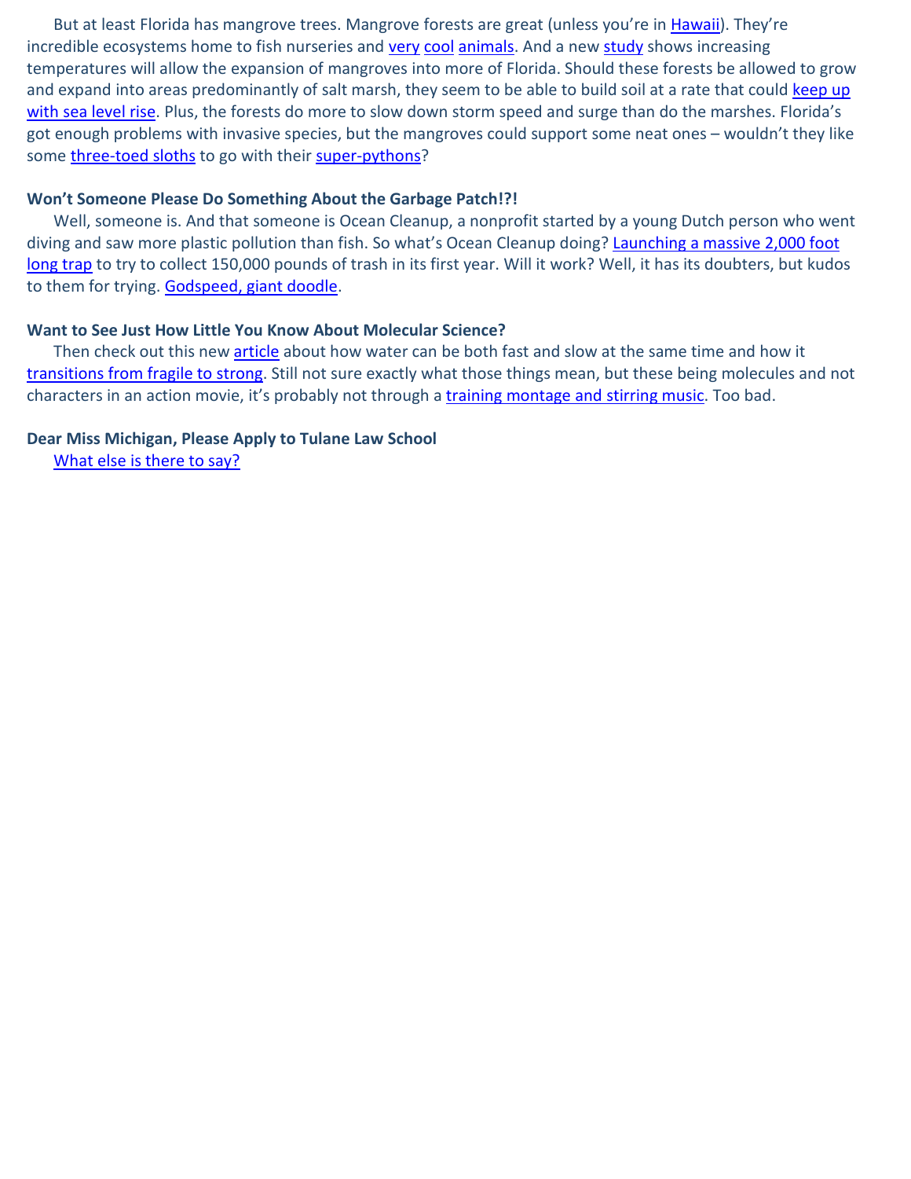But at least Florida has mangrove trees. Mangrove forests are great (unless you're in Hawaii). They're incredible ecosystems home to fish nurseries and very cool animals. And a new study shows increasing temperatures will allow the expansion of mangroves into more of Florida. Should these forests be allowed to grow and expand into areas predominantly of salt marsh, they seem to be able to build soil at a rate that could keep up with sea level rise. Plus, the forests do more to slow down storm speed and surge than do the marshes. Florida's got enough problems with invasive species, but the mangroves could support some neat ones – wouldn't they like some three-toed sloths to go with their super-pythons?

**Won't Someone Please Do Something About the Garbage Patch!?!**

Well, someone is. And that someone is Ocean Cleanup, a nonprofit started by a young Dutch person who went diving and saw more plastic pollution than fish. So what's Ocean Cleanup doing? Launching a massive 2,000 foot long trap to try to collect 150,000 pounds of trash in its first year. Will it work? Well, it has its doubters, but kudos to them for trying. Godspeed, giant doodle.

**Want to See Just How Little You Know About Molecular Science?**

Then check out this new article about how water can be both fast and slow at the same time and how it transitions from fragile to strong. Still not sure exactly what those things mean, but these being molecules and not characters in an action movie, it's probably not through a training montage and stirring music. Too bad.

**Dear Miss Michigan, Please Apply to Tulane Law School**

What else is there to say?